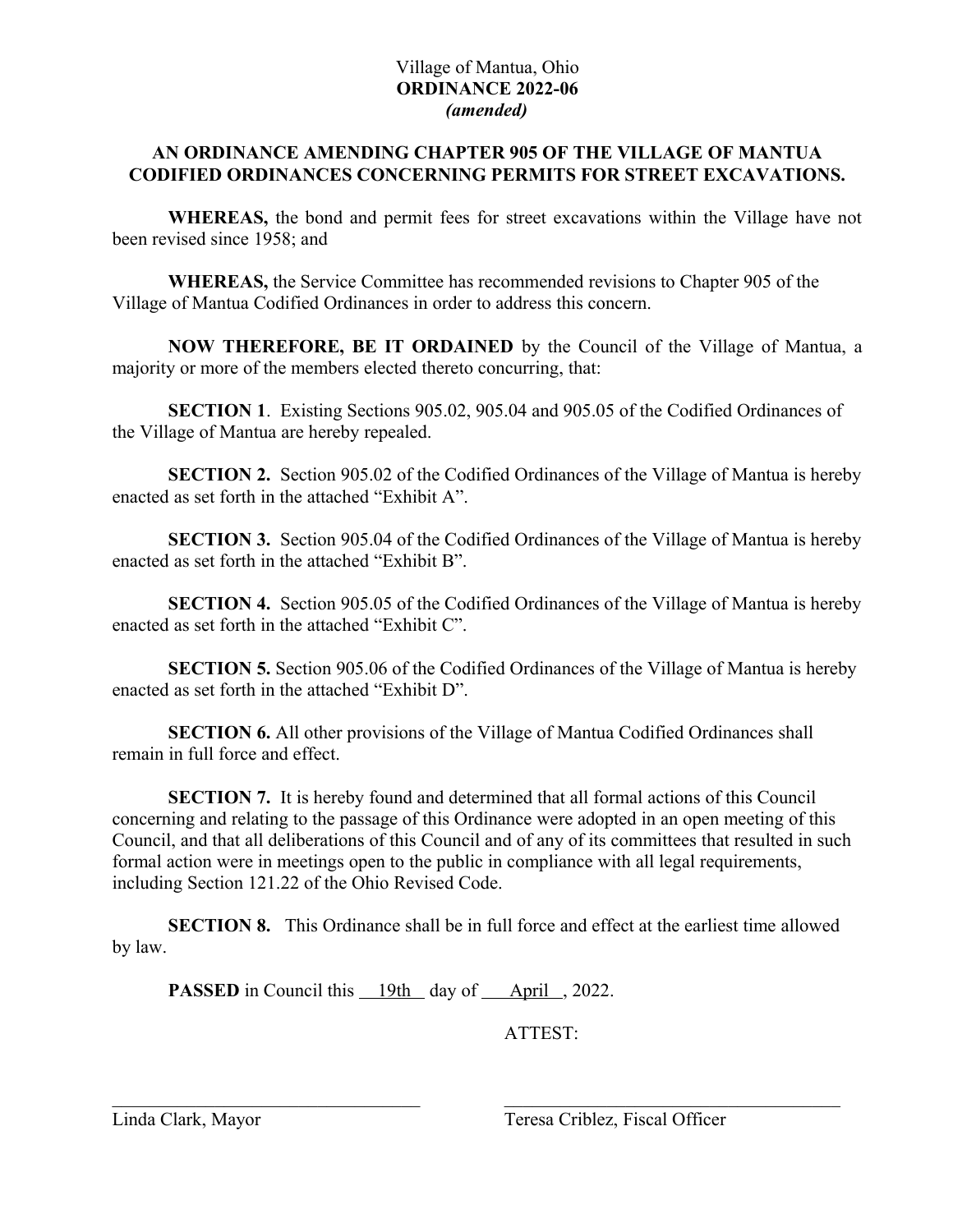Village of Mantua, Ohio
**ORDINANCE 2022-06**
***(amended)***

**AN ORDINANCE AMENDING CHAPTER 905 OF THE VILLAGE OF MANTUA CODIFIED ORDINANCES CONCERNING PERMITS FOR STREET EXCAVATIONS.**

**WHEREAS,** the bond and permit fees for street excavations within the Village have not been revised since 1958; and

**WHEREAS,** the Service Committee has recommended revisions to Chapter 905 of the Village of Mantua Codified Ordinances in order to address this concern.

**NOW THEREFORE, BE IT ORDAINED** by the Council of the Village of Mantua, a majority or more of the members elected thereto concurring, that:

**SECTION 1**. Existing Sections 905.02, 905.04 and 905.05 of the Codified Ordinances of the Village of Mantua are hereby repealed.

**SECTION 2.** Section 905.02 of the Codified Ordinances of the Village of Mantua is hereby enacted as set forth in the attached "Exhibit A".

**SECTION 3.** Section 905.04 of the Codified Ordinances of the Village of Mantua is hereby enacted as set forth in the attached "Exhibit B".

**SECTION 4.** Section 905.05 of the Codified Ordinances of the Village of Mantua is hereby enacted as set forth in the attached "Exhibit C".

**SECTION 5.** Section 905.06 of the Codified Ordinances of the Village of Mantua is hereby enacted as set forth in the attached "Exhibit D".

**SECTION 6.** All other provisions of the Village of Mantua Codified Ordinances shall remain in full force and effect.

**SECTION 7.** It is hereby found and determined that all formal actions of this Council concerning and relating to the passage of this Ordinance were adopted in an open meeting of this Council, and that all deliberations of this Council and of any of its committees that resulted in such formal action were in meetings open to the public in compliance with all legal requirements, including Section 121.22 of the Ohio Revised Code.

**SECTION 8.** This Ordinance shall be in full force and effect at the earliest time allowed by law.

**PASSED** in Council this 19th day of April, 2022.

ATTEST:

\_\_\_\_\_\_\_\_\_\_\_\_\_\_\_\_\_\_\_\_\_\_\_\_\_\_\_\_\_\_\_\_
Linda Clark, Mayor

\_\_\_\_\_\_\_\_\_\_\_\_\_\_\_\_\_\_\_\_\_\_\_\_\_\_\_\_\_\_\_\_
Teresa Criblez, Fiscal Officer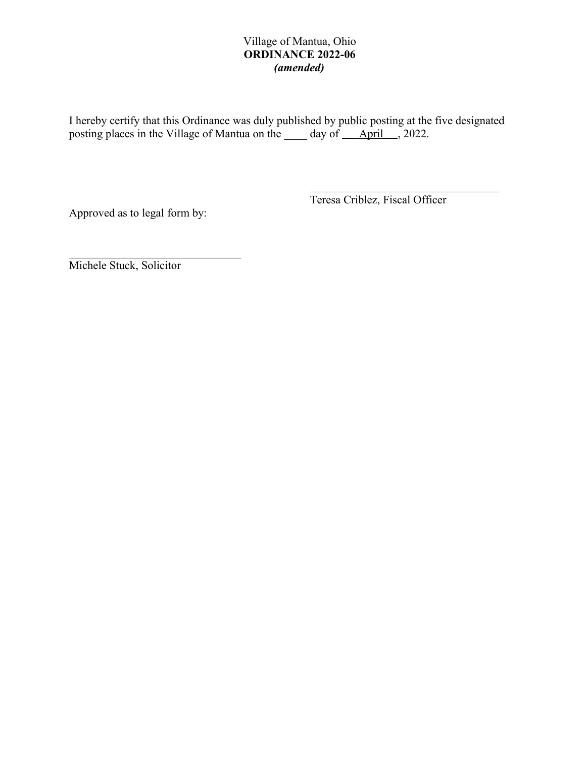Village of Mantua, Ohio
**ORDINANCE 2022-06**
***(amended)***

I hereby certify that this Ordinance was duly published by public posting at the five designated posting places in the Village of Mantua on the ____ day of ___April___, 2022.

_________________________________
Teresa Criblez, Fiscal Officer

Approved as to legal form by:

______________________________
Michele Stuck, Solicitor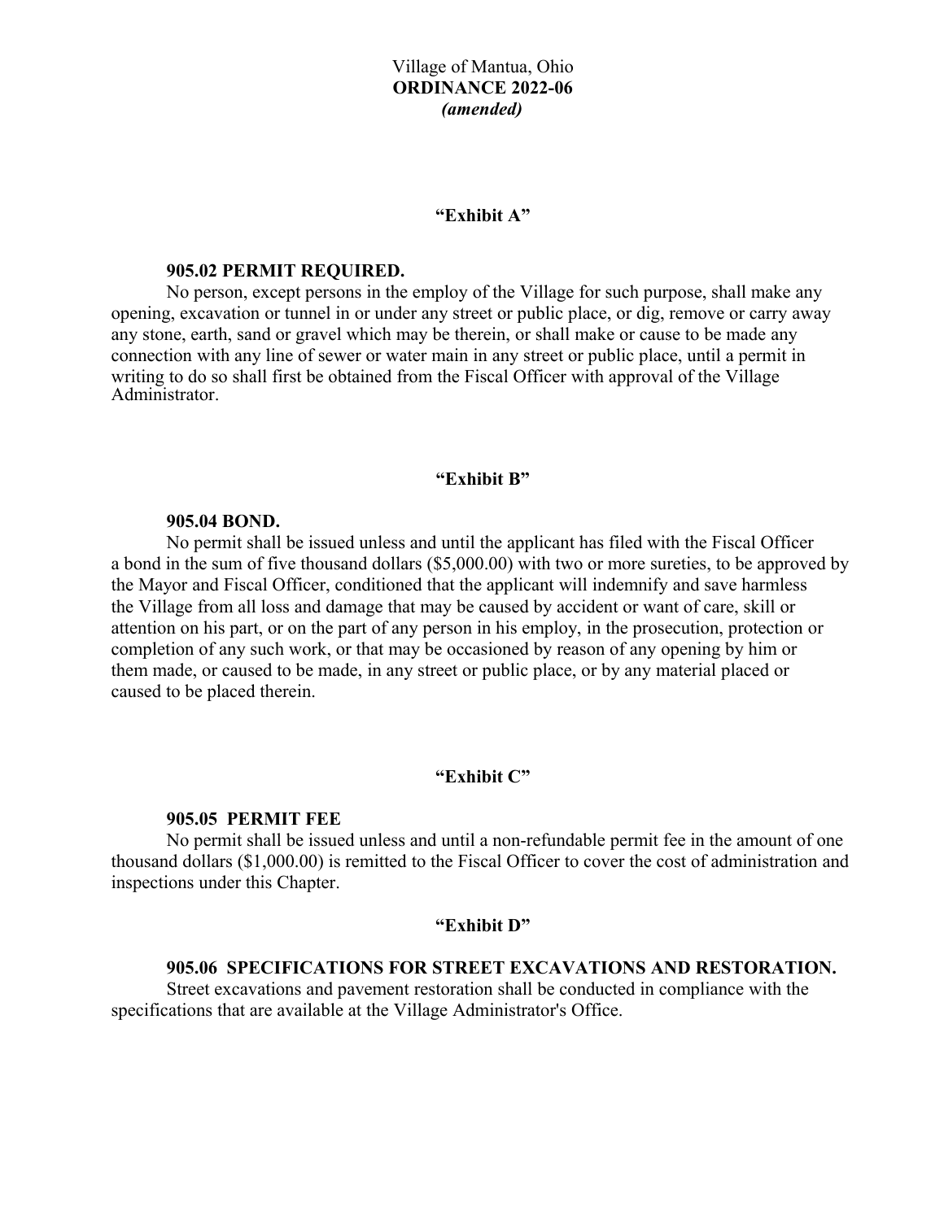Village of Mantua, Ohio
**ORDINANCE 2022-06**
***(amended)***

**"Exhibit A"**

**905.02 PERMIT REQUIRED.**

No person, except persons in the employ of the Village for such purpose, shall make any opening, excavation or tunnel in or under any street or public place, or dig, remove or carry away any stone, earth, sand or gravel which may be therein, or shall make or cause to be made any connection with any line of sewer or water main in any street or public place, until a permit in writing to do so shall first be obtained from the Fiscal Officer with approval of the Village Administrator.

**"Exhibit B"**

**905.04 BOND.**

No permit shall be issued unless and until the applicant has filed with the Fiscal Officer a bond in the sum of five thousand dollars ($5,000.00) with two or more sureties, to be approved by the Mayor and Fiscal Officer, conditioned that the applicant will indemnify and save harmless the Village from all loss and damage that may be caused by accident or want of care, skill or attention on his part, or on the part of any person in his employ, in the prosecution, protection or completion of any such work, or that may be occasioned by reason of any opening by him or them made, or caused to be made, in any street or public place, or by any material placed or caused to be placed therein.

**"Exhibit C"**

**905.05 PERMIT FEE**

No permit shall be issued unless and until a non-refundable permit fee in the amount of one thousand dollars ($1,000.00) is remitted to the Fiscal Officer to cover the cost of administration and inspections under this Chapter.

**"Exhibit D"**

**905.06 SPECIFICATIONS FOR STREET EXCAVATIONS AND RESTORATION.**

Street excavations and pavement restoration shall be conducted in compliance with the specifications that are available at the Village Administrator's Office.